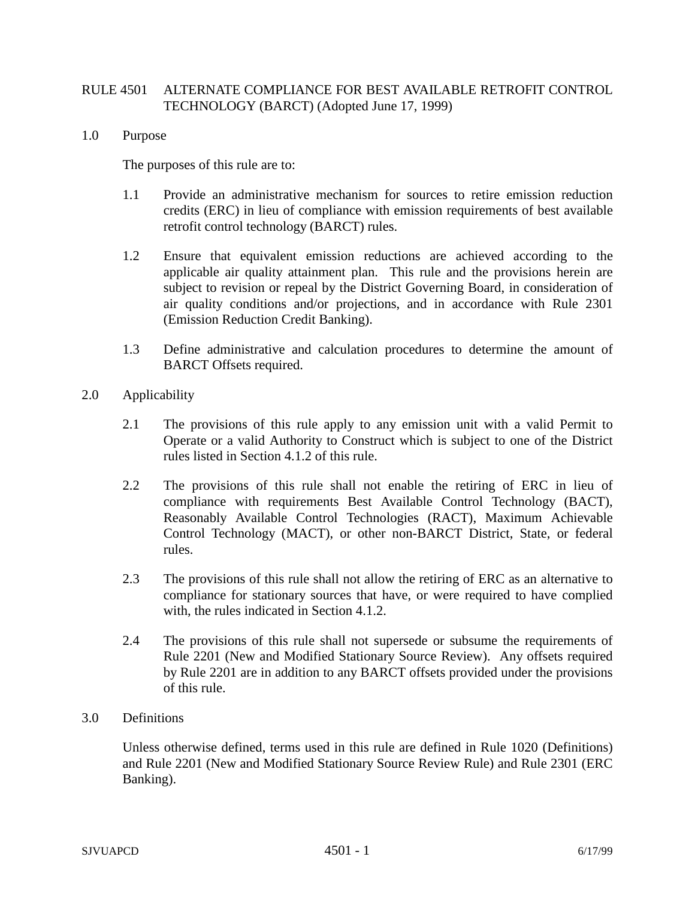# RULE 4501 ALTERNATE COMPLIANCE FOR BEST AVAILABLE RETROFIT CONTROL TECHNOLOGY (BARCT) (Adopted June 17, 1999)

## 1.0 Purpose

The purposes of this rule are to:

1.1 Provide an administrative mechanism for sources to retire emission reduction credits (ERC) in lieu of compliance with emission requirements of best available retrofit control technology (BARCT) rules.

1.2 Ensure that equivalent emission reductions are achieved according to the applicable air quality attainment plan. This rule and the provisions herein are subject to revision or repeal by the District Governing Board, in consideration of air quality conditions and/or projections, and in accordance with Rule 2301 (Emission Reduction Credit Banking).

1.3 Define administrative and calculation procedures to determine the amount of BARCT Offsets required.

## 2.0 Applicability

2.1 The provisions of this rule apply to any emission unit with a valid Permit to Operate or a valid Authority to Construct which is subject to one of the District rules listed in Section 4.1.2 of this rule.

2.2 The provisions of this rule shall not enable the retiring of ERC in lieu of compliance with requirements Best Available Control Technology (BACT), Reasonably Available Control Technologies (RACT), Maximum Achievable Control Technology (MACT), or other non-BARCT District, State, or federal rules.

2.3 The provisions of this rule shall not allow the retiring of ERC as an alternative to compliance for stationary sources that have, or were required to have complied with, the rules indicated in Section 4.1.2.

2.4 The provisions of this rule shall not supersede or subsume the requirements of Rule 2201 (New and Modified Stationary Source Review). Any offsets required by Rule 2201 are in addition to any BARCT offsets provided under the provisions of this rule.

## 3.0 Definitions

Unless otherwise defined, terms used in this rule are defined in Rule 1020 (Definitions) and Rule 2201 (New and Modified Stationary Source Review Rule) and Rule 2301 (ERC Banking).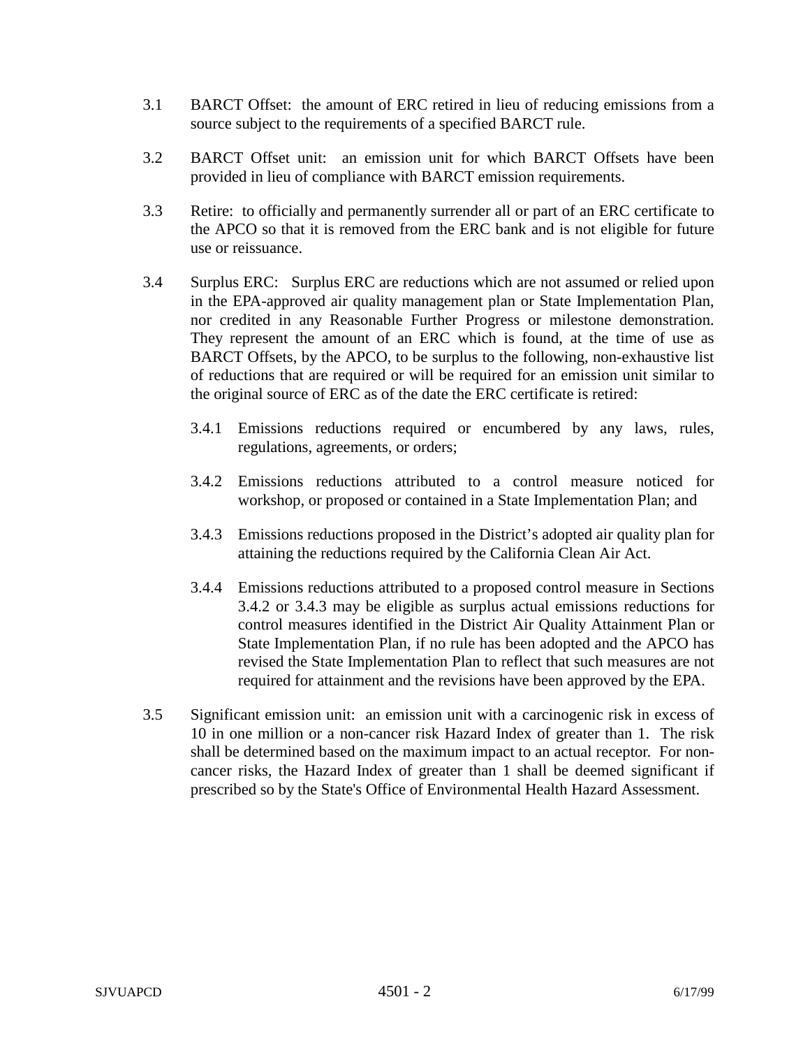3.1 BARCT Offset: the amount of ERC retired in lieu of reducing emissions from a source subject to the requirements of a specified BARCT rule.

3.2 BARCT Offset unit: an emission unit for which BARCT Offsets have been provided in lieu of compliance with BARCT emission requirements.

3.3 Retire: to officially and permanently surrender all or part of an ERC certificate to the APCO so that it is removed from the ERC bank and is not eligible for future use or reissuance.

3.4 Surplus ERC: Surplus ERC are reductions which are not assumed or relied upon in the EPA-approved air quality management plan or State Implementation Plan, nor credited in any Reasonable Further Progress or milestone demonstration. They represent the amount of an ERC which is found, at the time of use as BARCT Offsets, by the APCO, to be surplus to the following, non-exhaustive list of reductions that are required or will be required for an emission unit similar to the original source of ERC as of the date the ERC certificate is retired:

3.4.1 Emissions reductions required or encumbered by any laws, rules, regulations, agreements, or orders;

3.4.2 Emissions reductions attributed to a control measure noticed for workshop, or proposed or contained in a State Implementation Plan; and

3.4.3 Emissions reductions proposed in the District's adopted air quality plan for attaining the reductions required by the California Clean Air Act.

3.4.4 Emissions reductions attributed to a proposed control measure in Sections 3.4.2 or 3.4.3 may be eligible as surplus actual emissions reductions for control measures identified in the District Air Quality Attainment Plan or State Implementation Plan, if no rule has been adopted and the APCO has revised the State Implementation Plan to reflect that such measures are not required for attainment and the revisions have been approved by the EPA.

3.5 Significant emission unit: an emission unit with a carcinogenic risk in excess of 10 in one million or a non-cancer risk Hazard Index of greater than 1. The risk shall be determined based on the maximum impact to an actual receptor. For non-cancer risks, the Hazard Index of greater than 1 shall be deemed significant if prescribed so by the State's Office of Environmental Health Hazard Assessment.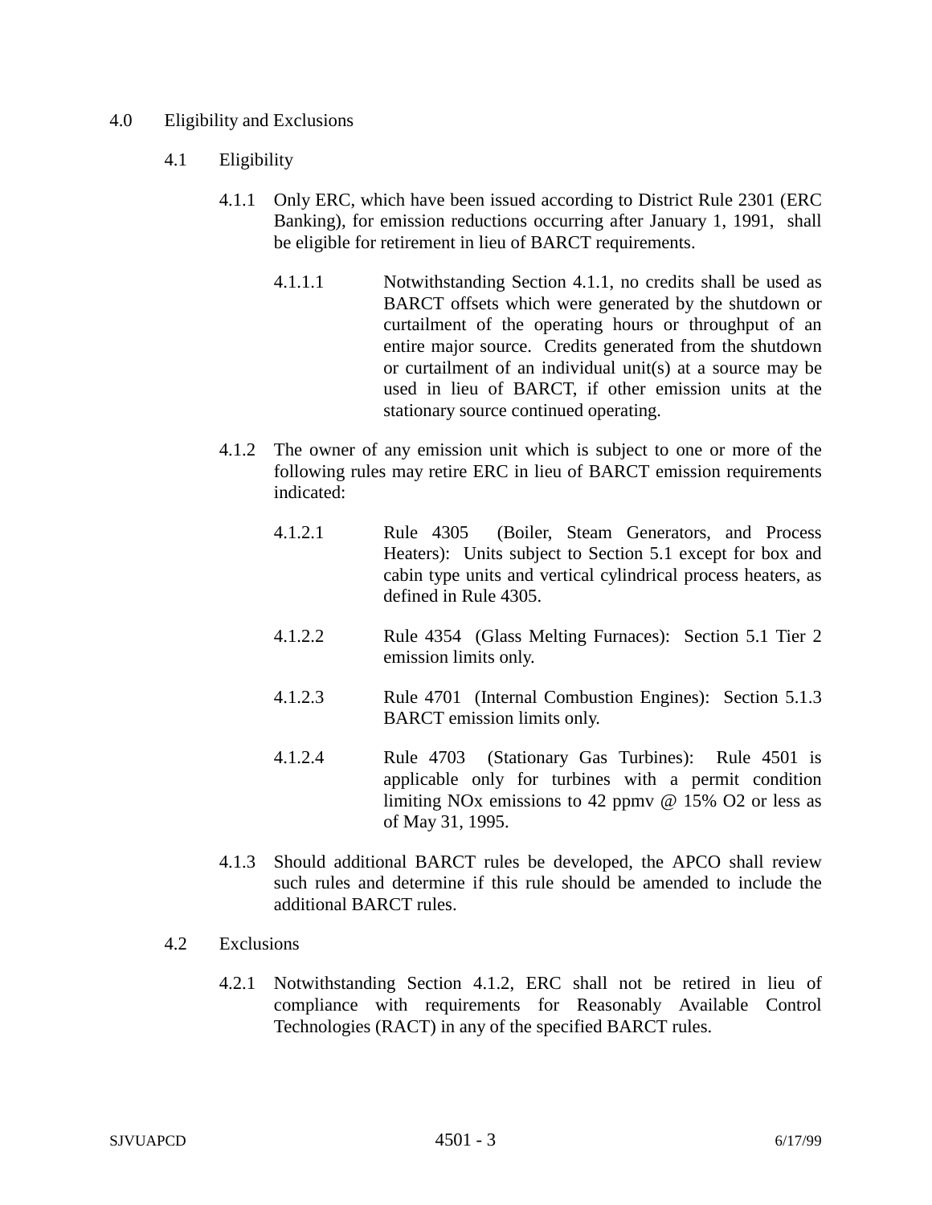## 4.0 Eligibility and Exclusions

### 4.1 Eligibility

4.1.1 Only ERC, which have been issued according to District Rule 2301 (ERC Banking), for emission reductions occurring after January 1, 1991, shall be eligible for retirement in lieu of BARCT requirements.

4.1.1.1 Notwithstanding Section 4.1.1, no credits shall be used as BARCT offsets which were generated by the shutdown or curtailment of the operating hours or throughput of an entire major source. Credits generated from the shutdown or curtailment of an individual unit(s) at a source may be used in lieu of BARCT, if other emission units at the stationary source continued operating.

4.1.2 The owner of any emission unit which is subject to one or more of the following rules may retire ERC in lieu of BARCT emission requirements indicated:

4.1.2.1 Rule 4305 (Boiler, Steam Generators, and Process Heaters): Units subject to Section 5.1 except for box and cabin type units and vertical cylindrical process heaters, as defined in Rule 4305.

4.1.2.2 Rule 4354 (Glass Melting Furnaces): Section 5.1 Tier 2 emission limits only.

4.1.2.3 Rule 4701 (Internal Combustion Engines): Section 5.1.3 BARCT emission limits only.

4.1.2.4 Rule 4703 (Stationary Gas Turbines): Rule 4501 is applicable only for turbines with a permit condition limiting NOx emissions to 42 ppmv @ 15% $O_2$ or less as of May 31, 1995.

4.1.3 Should additional BARCT rules be developed, the APCO shall review such rules and determine if this rule should be amended to include the additional BARCT rules.

### 4.2 Exclusions

4.2.1 Notwithstanding Section 4.1.2, ERC shall not be retired in lieu of compliance with requirements for Reasonably Available Control Technologies (RACT) in any of the specified BARCT rules.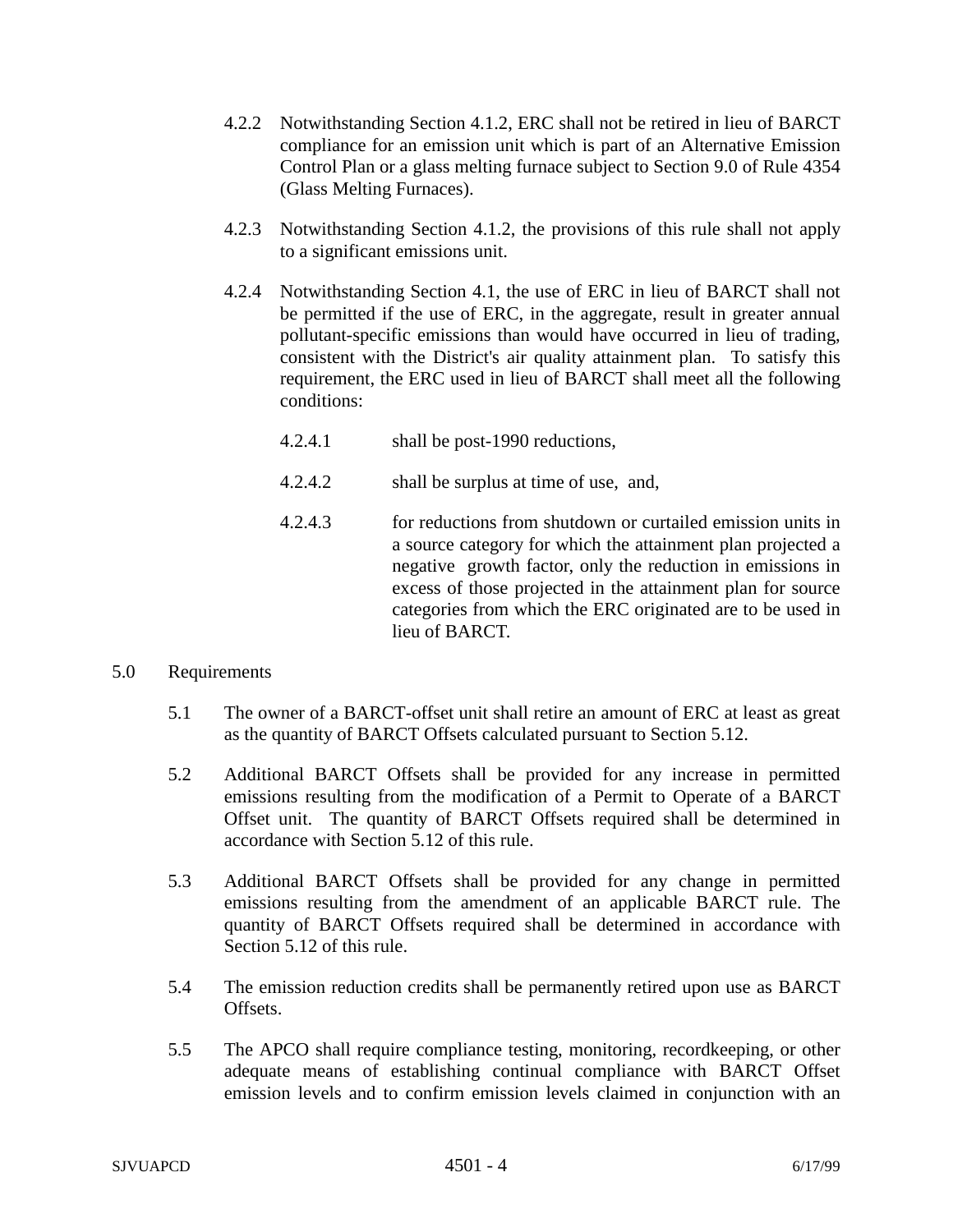4.2.2 Notwithstanding Section 4.1.2, ERC shall not be retired in lieu of BARCT compliance for an emission unit which is part of an Alternative Emission Control Plan or a glass melting furnace subject to Section 9.0 of Rule 4354 (Glass Melting Furnaces).

4.2.3 Notwithstanding Section 4.1.2, the provisions of this rule shall not apply to a significant emissions unit.

4.2.4 Notwithstanding Section 4.1, the use of ERC in lieu of BARCT shall not be permitted if the use of ERC, in the aggregate, result in greater annual pollutant-specific emissions than would have occurred in lieu of trading, consistent with the District's air quality attainment plan. To satisfy this requirement, the ERC used in lieu of BARCT shall meet all the following conditions:

4.2.4.1 shall be post-1990 reductions,

4.2.4.2 shall be surplus at time of use, and,

4.2.4.3 for reductions from shutdown or curtailed emission units in a source category for which the attainment plan projected a negative growth factor, only the reduction in emissions in excess of those projected in the attainment plan for source categories from which the ERC originated are to be used in lieu of BARCT.

## 5.0 Requirements

5.1 The owner of a BARCT-offset unit shall retire an amount of ERC at least as great as the quantity of BARCT Offsets calculated pursuant to Section 5.12.

5.2 Additional BARCT Offsets shall be provided for any increase in permitted emissions resulting from the modification of a Permit to Operate of a BARCT Offset unit. The quantity of BARCT Offsets required shall be determined in accordance with Section 5.12 of this rule.

5.3 Additional BARCT Offsets shall be provided for any change in permitted emissions resulting from the amendment of an applicable BARCT rule. The quantity of BARCT Offsets required shall be determined in accordance with Section 5.12 of this rule.

5.4 The emission reduction credits shall be permanently retired upon use as BARCT Offsets.

5.5 The APCO shall require compliance testing, monitoring, recordkeeping, or other adequate means of establishing continual compliance with BARCT Offset emission levels and to confirm emission levels claimed in conjunction with an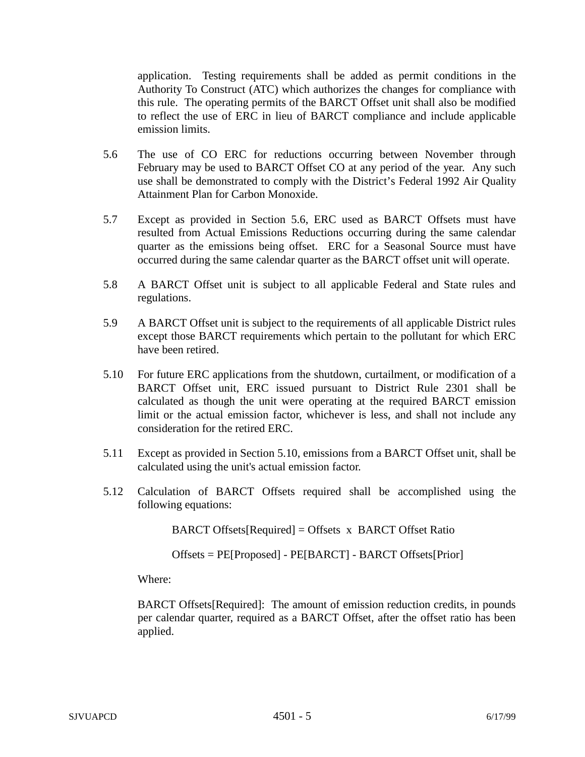application. Testing requirements shall be added as permit conditions in the Authority To Construct (ATC) which authorizes the changes for compliance with this rule. The operating permits of the BARCT Offset unit shall also be modified to reflect the use of ERC in lieu of BARCT compliance and include applicable emission limits.

5.6 The use of CO ERC for reductions occurring between November through February may be used to BARCT Offset CO at any period of the year. Any such use shall be demonstrated to comply with the District's Federal 1992 Air Quality Attainment Plan for Carbon Monoxide.

5.7 Except as provided in Section 5.6, ERC used as BARCT Offsets must have resulted from Actual Emissions Reductions occurring during the same calendar quarter as the emissions being offset. ERC for a Seasonal Source must have occurred during the same calendar quarter as the BARCT offset unit will operate.

5.8 A BARCT Offset unit is subject to all applicable Federal and State rules and regulations.

5.9 A BARCT Offset unit is subject to the requirements of all applicable District rules except those BARCT requirements which pertain to the pollutant for which ERC have been retired.

5.10 For future ERC applications from the shutdown, curtailment, or modification of a BARCT Offset unit, ERC issued pursuant to District Rule 2301 shall be calculated as though the unit were operating at the required BARCT emission limit or the actual emission factor, whichever is less, and shall not include any consideration for the retired ERC.

5.11 Except as provided in Section 5.10, emissions from a BARCT Offset unit, shall be calculated using the unit's actual emission factor.

5.12 Calculation of BARCT Offsets required shall be accomplished using the following equations:

BARCT Offsets[Required] = Offsets x BARCT Offset Ratio

Offsets = PE[Proposed] - PE[BARCT] - BARCT Offsets[Prior]

Where:

BARCT Offsets[Required]: The amount of emission reduction credits, in pounds per calendar quarter, required as a BARCT Offset, after the offset ratio has been applied.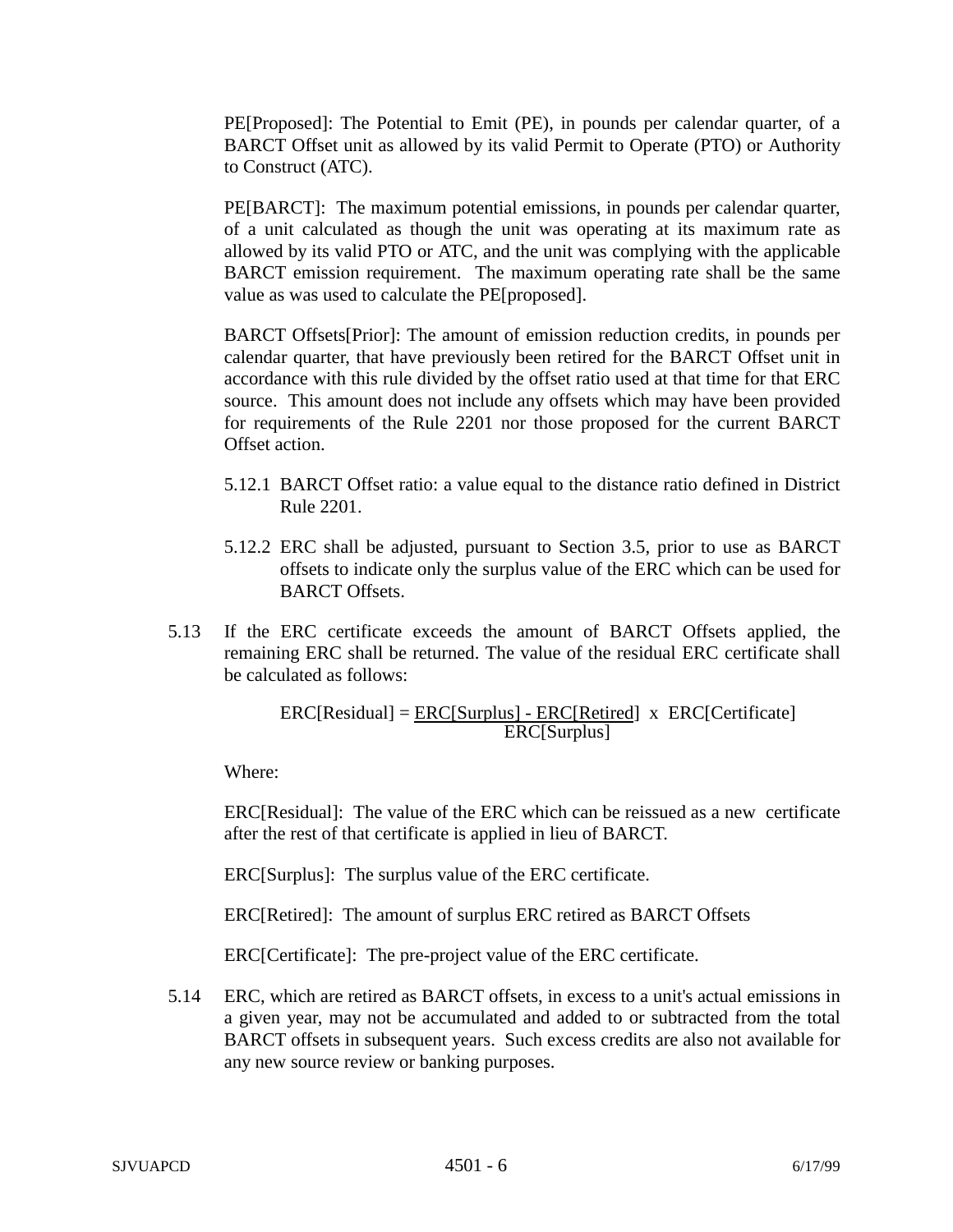PE[Proposed]: The Potential to Emit (PE), in pounds per calendar quarter, of a BARCT Offset unit as allowed by its valid Permit to Operate (PTO) or Authority to Construct (ATC).

PE[BARCT]: The maximum potential emissions, in pounds per calendar quarter, of a unit calculated as though the unit was operating at its maximum rate as allowed by its valid PTO or ATC, and the unit was complying with the applicable BARCT emission requirement. The maximum operating rate shall be the same value as was used to calculate the PE[proposed].

BARCT Offsets[Prior]: The amount of emission reduction credits, in pounds per calendar quarter, that have previously been retired for the BARCT Offset unit in accordance with this rule divided by the offset ratio used at that time for that ERC source. This amount does not include any offsets which may have been provided for requirements of the Rule 2201 nor those proposed for the current BARCT Offset action.

5.12.1 BARCT Offset ratio: a value equal to the distance ratio defined in District Rule 2201.

5.12.2 ERC shall be adjusted, pursuant to Section 3.5, prior to use as BARCT offsets to indicate only the surplus value of the ERC which can be used for BARCT Offsets.

5.13 If the ERC certificate exceeds the amount of BARCT Offsets applied, the remaining ERC shall be returned. The value of the residual ERC certificate shall be calculated as follows:

$$ERC[Residual] = \frac{ERC[Surplus] - ERC[Retired]}{ERC[Surplus]} \times ERC[Certificate]$$

Where:

ERC[Residual]: The value of the ERC which can be reissued as a new certificate after the rest of that certificate is applied in lieu of BARCT.

ERC[Surplus]: The surplus value of the ERC certificate.

ERC[Retired]: The amount of surplus ERC retired as BARCT Offsets

ERC[Certificate]: The pre-project value of the ERC certificate.

5.14 ERC, which are retired as BARCT offsets, in excess to a unit's actual emissions in a given year, may not be accumulated and added to or subtracted from the total BARCT offsets in subsequent years. Such excess credits are also not available for any new source review or banking purposes.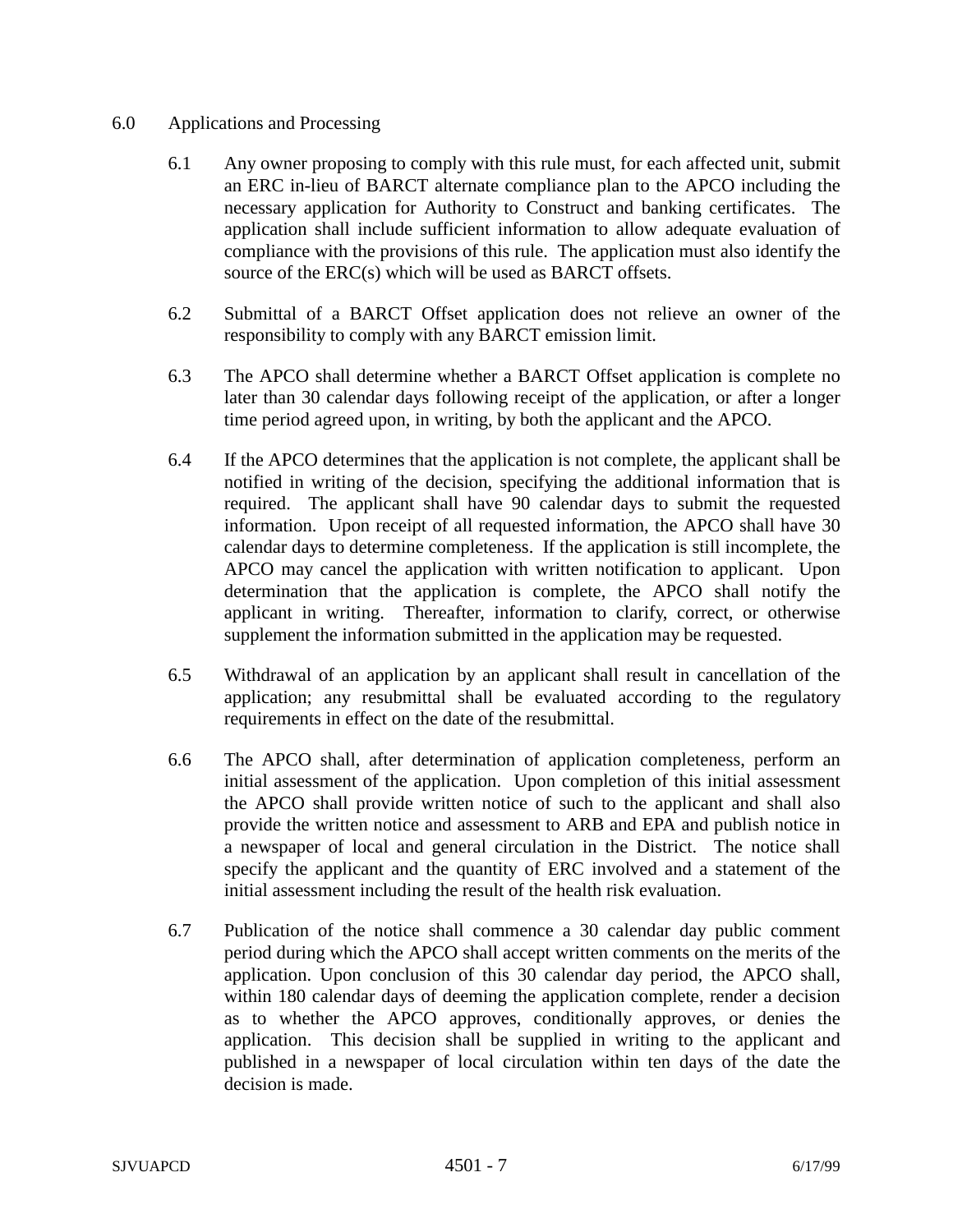## 6.0 Applications and Processing

6.1 Any owner proposing to comply with this rule must, for each affected unit, submit an ERC in-lieu of BARCT alternate compliance plan to the APCO including the necessary application for Authority to Construct and banking certificates. The application shall include sufficient information to allow adequate evaluation of compliance with the provisions of this rule. The application must also identify the source of the ERC(s) which will be used as BARCT offsets.

6.2 Submittal of a BARCT Offset application does not relieve an owner of the responsibility to comply with any BARCT emission limit.

6.3 The APCO shall determine whether a BARCT Offset application is complete no later than 30 calendar days following receipt of the application, or after a longer time period agreed upon, in writing, by both the applicant and the APCO.

6.4 If the APCO determines that the application is not complete, the applicant shall be notified in writing of the decision, specifying the additional information that is required. The applicant shall have 90 calendar days to submit the requested information. Upon receipt of all requested information, the APCO shall have 30 calendar days to determine completeness. If the application is still incomplete, the APCO may cancel the application with written notification to applicant. Upon determination that the application is complete, the APCO shall notify the applicant in writing. Thereafter, information to clarify, correct, or otherwise supplement the information submitted in the application may be requested.

6.5 Withdrawal of an application by an applicant shall result in cancellation of the application; any resubmittal shall be evaluated according to the regulatory requirements in effect on the date of the resubmittal.

6.6 The APCO shall, after determination of application completeness, perform an initial assessment of the application. Upon completion of this initial assessment the APCO shall provide written notice of such to the applicant and shall also provide the written notice and assessment to ARB and EPA and publish notice in a newspaper of local and general circulation in the District. The notice shall specify the applicant and the quantity of ERC involved and a statement of the initial assessment including the result of the health risk evaluation.

6.7 Publication of the notice shall commence a 30 calendar day public comment period during which the APCO shall accept written comments on the merits of the application. Upon conclusion of this 30 calendar day period, the APCO shall, within 180 calendar days of deeming the application complete, render a decision as to whether the APCO approves, conditionally approves, or denies the application. This decision shall be supplied in writing to the applicant and published in a newspaper of local circulation within ten days of the date the decision is made.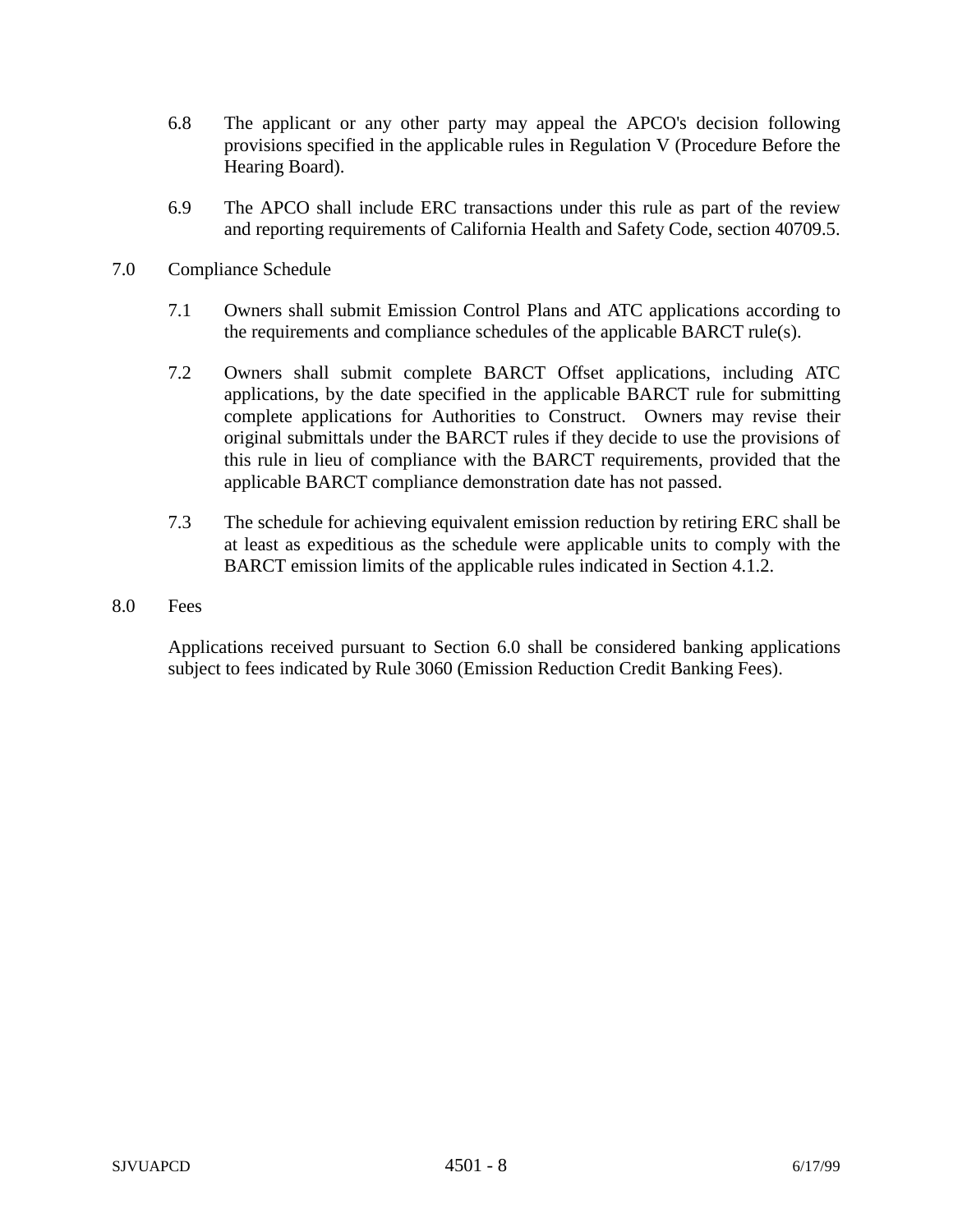6.8 The applicant or any other party may appeal the APCO's decision following provisions specified in the applicable rules in Regulation V (Procedure Before the Hearing Board).

6.9 The APCO shall include ERC transactions under this rule as part of the review and reporting requirements of California Health and Safety Code, section 40709.5.

7.0 Compliance Schedule

7.1 Owners shall submit Emission Control Plans and ATC applications according to the requirements and compliance schedules of the applicable BARCT rule(s).

7.2 Owners shall submit complete BARCT Offset applications, including ATC applications, by the date specified in the applicable BARCT rule for submitting complete applications for Authorities to Construct. Owners may revise their original submittals under the BARCT rules if they decide to use the provisions of this rule in lieu of compliance with the BARCT requirements, provided that the applicable BARCT compliance demonstration date has not passed.

7.3 The schedule for achieving equivalent emission reduction by retiring ERC shall be at least as expeditious as the schedule were applicable units to comply with the BARCT emission limits of the applicable rules indicated in Section 4.1.2.

8.0 Fees

Applications received pursuant to Section 6.0 shall be considered banking applications subject to fees indicated by Rule 3060 (Emission Reduction Credit Banking Fees).